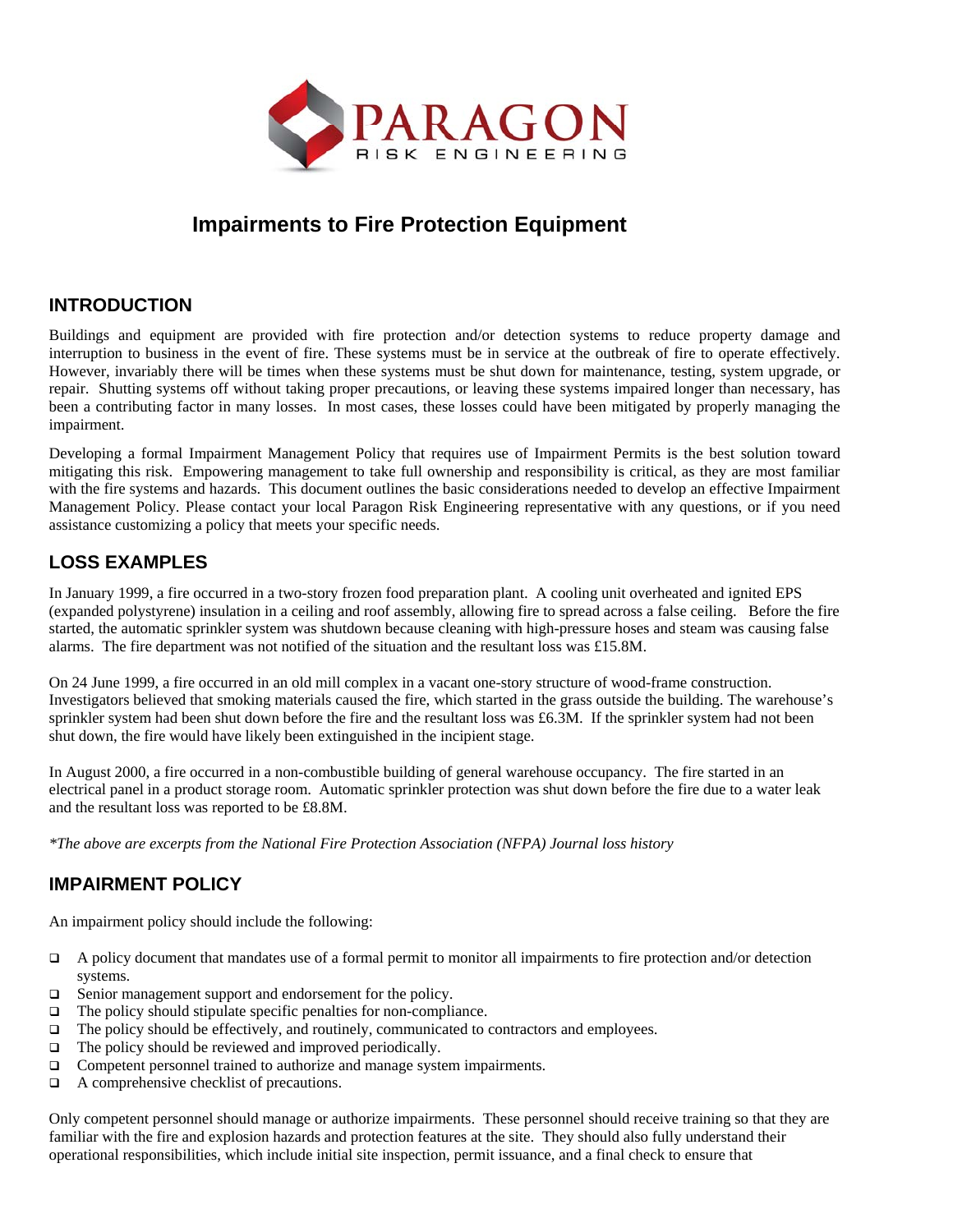# Impairments to Fire Protection Equipment

## INTRODUCTION

Buildings and equipment are provided with fire protection and/or detection systems to reduce property damage and interruption to business in the event of fire. These systems must be in service at the outbreak of fire to operate effectively. However, invariably there will be times when these systems must be shut down for maintenance, testing, system upgrade, or repair. Shutting systems off without taking proper precautions, or leaving these systems impaired longer than necessary, has been a contributing factor in many losses. In most cases, these losses could have been mitigated by properly managing the impairment.

Developing a formal Impairment Management Policy that requires use of Impairment Permits is the best solution toward mitigating this risk. Empowering management to take full ownership and responsibility is critical, as they are most familiar with the fire systems and hazards. This document outlines the basic considerations needed to develop an effective Impairment Management Policy. Please contact your local Paragon Risk Engineering representative with any questions, or if you need assistance customizing a policy that meets your specific needs.

## LOSS EXAMPLES

In January 1999, a fire occurred in a two-story frozen food preparation plant. A cooling unit overheated and ignited EPS (expanded polystyrene) insulation in a ceiling and roof assembly, allowing fire to spread across a false ceiling. Before the fire started, the automatic sprinkler system was shutdown because cleaning with high-pressure hoses and steam was causing false alarms. The fire department was not notified of the situation and the resultant loss was £15.8M.

On 24 June 1999, a fire occurred in an old mill complex in a vacant one-story structure of wood-frame construction. Investigators believed that smoking materials caused the fire, which started in the grass outside the building. The warehouse's sprinkler system had been shut down before the fire and the resultant loss was £6.3M. If the sprinkler system had not been shut down, the fire would have likely been extinguished in the incipient stage.

In August 2000, a fire occurred in a non-combustible building of general warehouse occupancy. The fire started in an electrical panel in a product storage room. Automatic sprinkler protection was shut down before the fire due to a water leak and the resultant loss was reported to be £8.8M.

*\*The above are excerpts from the National Fire Protection Association (NFPA) Journal loss history*

## IMPAIRMENT POLICY

An impairment policy should include the following:

- A policy document that mandates use of a formal permit to monitor all impairments to fire protection and/or detection systems.
- Senior management support and endorsement for the policy.
- The policy should stipulate specific penalties for non-compliance.
- The policy should be effectively, and routinely, communicated to contractors and employees.
- The policy should be reviewed and improved periodically.
- Competent personnel trained to authorize and manage system impairments.
- A comprehensive checklist of precautions.

Only competent personnel should manage or authorize impairments. These personnel should receive training so that they are familiar with the fire and explosion hazards and protection features at the site. They should also fully understand their operational responsibilities, which include initial site inspection, permit issuance, and a final check to ensure that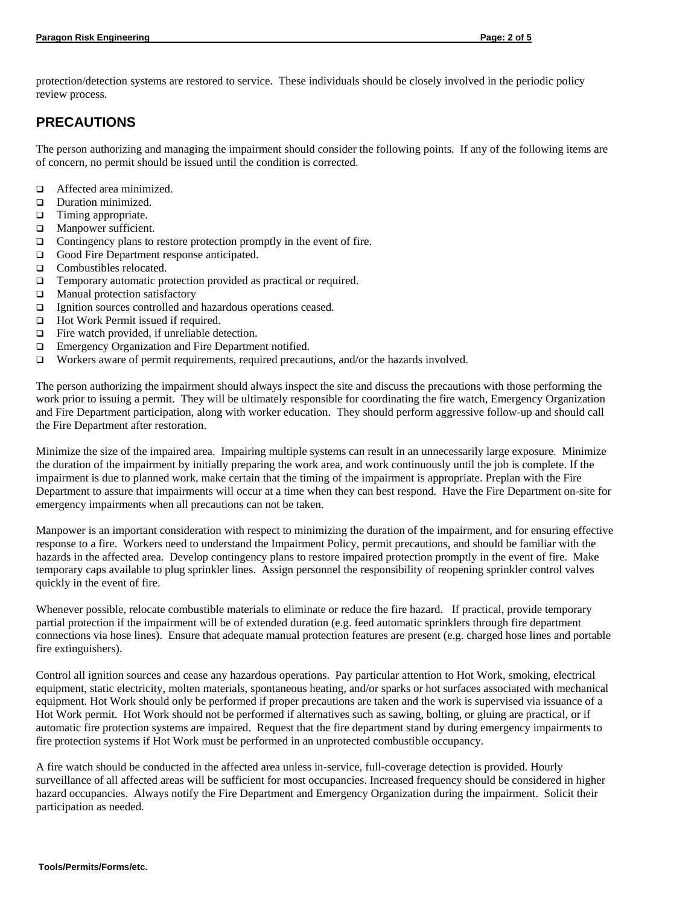protection/detection systems are restored to service. These individuals should be closely involved in the periodic policy review process.

## PRECAUTIONS

The person authorizing and managing the impairment should consider the following points. If any of the following items are of concern, no permit should be issued until the condition is corrected.

- ❑ Affected area minimized.
- ❑ Duration minimized.
- ❑ Timing appropriate.
- ❑ Manpower sufficient.
- ❑ Contingency plans to restore protection promptly in the event of fire.
- ❑ Good Fire Department response anticipated.
- ❑ Combustibles relocated.
- ❑ Temporary automatic protection provided as practical or required.
- ❑ Manual protection satisfactory
- ❑ Ignition sources controlled and hazardous operations ceased.
- ❑ Hot Work Permit issued if required.
- ❑ Fire watch provided, if unreliable detection.
- ❑ Emergency Organization and Fire Department notified.
- ❑ Workers aware of permit requirements, required precautions, and/or the hazards involved.

The person authorizing the impairment should always inspect the site and discuss the precautions with those performing the work prior to issuing a permit. They will be ultimately responsible for coordinating the fire watch, Emergency Organization and Fire Department participation, along with worker education. They should perform aggressive follow-up and should call the Fire Department after restoration.

Minimize the size of the impaired area. Impairing multiple systems can result in an unnecessarily large exposure. Minimize the duration of the impairment by initially preparing the work area, and work continuously until the job is complete. If the impairment is due to planned work, make certain that the timing of the impairment is appropriate. Preplan with the Fire Department to assure that impairments will occur at a time when they can best respond. Have the Fire Department on-site for emergency impairments when all precautions can not be taken.

Manpower is an important consideration with respect to minimizing the duration of the impairment, and for ensuring effective response to a fire. Workers need to understand the Impairment Policy, permit precautions, and should be familiar with the hazards in the affected area. Develop contingency plans to restore impaired protection promptly in the event of fire. Make temporary caps available to plug sprinkler lines. Assign personnel the responsibility of reopening sprinkler control valves quickly in the event of fire.

Whenever possible, relocate combustible materials to eliminate or reduce the fire hazard. If practical, provide temporary partial protection if the impairment will be of extended duration (e.g. feed automatic sprinklers through fire department connections via hose lines). Ensure that adequate manual protection features are present (e.g. charged hose lines and portable fire extinguishers).

Control all ignition sources and cease any hazardous operations. Pay particular attention to Hot Work, smoking, electrical equipment, static electricity, molten materials, spontaneous heating, and/or sparks or hot surfaces associated with mechanical equipment. Hot Work should only be performed if proper precautions are taken and the work is supervised via issuance of a Hot Work permit. Hot Work should not be performed if alternatives such as sawing, bolting, or gluing are practical, or if automatic fire protection systems are impaired. Request that the fire department stand by during emergency impairments to fire protection systems if Hot Work must be performed in an unprotected combustible occupancy.

A fire watch should be conducted in the affected area unless in-service, full-coverage detection is provided. Hourly surveillance of all affected areas will be sufficient for most occupancies. Increased frequency should be considered in higher hazard occupancies. Always notify the Fire Department and Emergency Organization during the impairment. Solicit their participation as needed.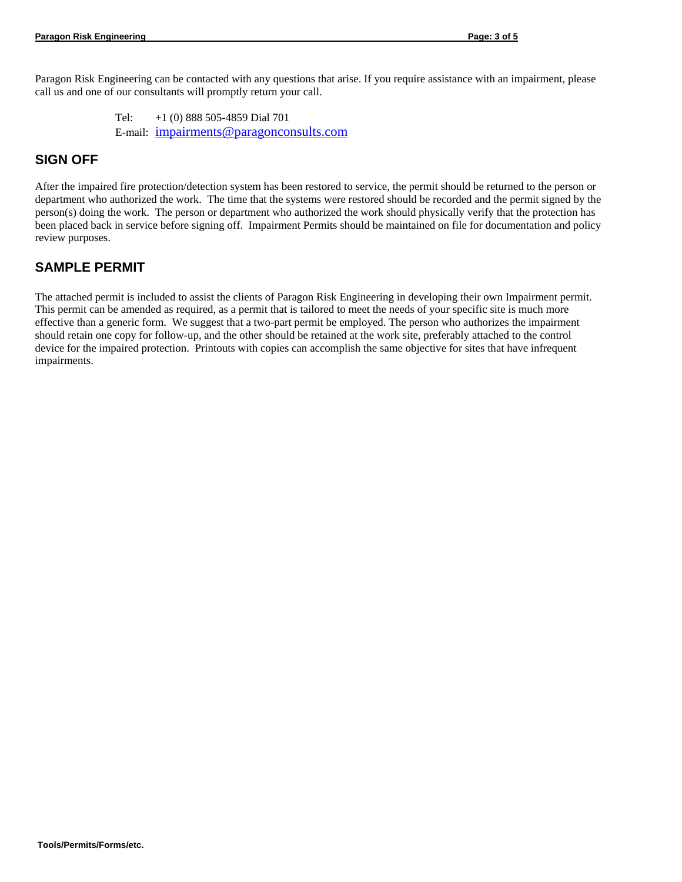Paragon Risk Engineering can be contacted with any questions that arise. If you require assistance with an impairment, please call us and one of our consultants will promptly return your call.

Tel: +1 (0) 888 505-4859 Dial 701
E-mail: impairments@paragonconsults.com

## SIGN OFF

After the impaired fire protection/detection system has been restored to service, the permit should be returned to the person or department who authorized the work. The time that the systems were restored should be recorded and the permit signed by the person(s) doing the work. The person or department who authorized the work should physically verify that the protection has been placed back in service before signing off. Impairment Permits should be maintained on file for documentation and policy review purposes.

## SAMPLE PERMIT

The attached permit is included to assist the clients of Paragon Risk Engineering in developing their own Impairment permit. This permit can be amended as required, as a permit that is tailored to meet the needs of your specific site is much more effective than a generic form. We suggest that a two-part permit be employed. The person who authorizes the impairment should retain one copy for follow-up, and the other should be retained at the work site, preferably attached to the control device for the impaired protection. Printouts with copies can accomplish the same objective for sites that have infrequent impairments.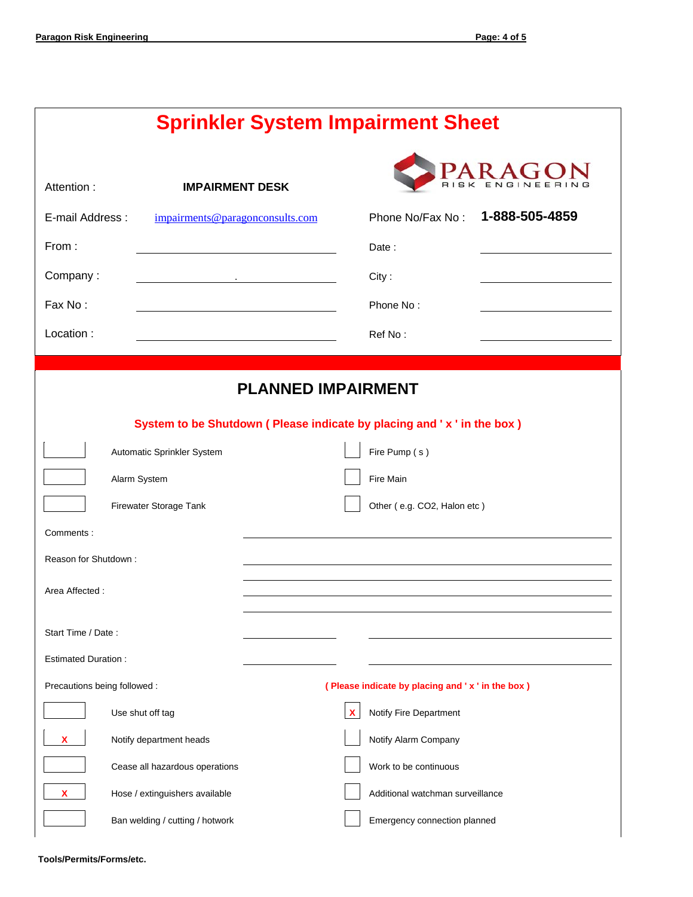# Sprinkler System Impairment Sheet

PARAGON RISK ENGINEERING

| | | | |
|---|---|---|---|
| Attention : | **IMPAIRMENT DESK** | | |
| E-mail Address : | impairments@paragonconsults.com | Phone No/Fax No : | **1-888-505-4859** |
| From : | | Date : | |
| Company : | . | City : | |
| Fax No : | | Phone No : | |
| Location : | | Ref No : | |

## PLANNED IMPAIRMENT

**System to be Shutdown ( Please indicate by placing and ' x ' in the box )**

| | | | |
|---|---|---|---|
| [ ] | Automatic Sprinkler System | [ ] | Fire Pump ( s ) |
| [ ] | Alarm System | [ ] | Fire Main |
| [ ] | Firewater Storage Tank | [ ] | Other ( e.g. CO2, Halon etc ) |

Comments : ______________________

Reason for Shutdown : ______________________

Area Affected : ______________________

Start Time / Date : __________ ______________________

Estimated Duration : __________ ______________________

Precautions being followed : **( Please indicate by placing and ' x ' in the box )**

| | | | |
|---|---|---|---|
| [ ] | Use shut off tag | [X] | Notify Fire Department |
| [X] | Notify department heads | [ ] | Notify Alarm Company |
| [ ] | Cease all hazardous operations | [ ] | Work to be continuous |
| [X] | Hose / extinguishers available | [ ] | Additional watchman surveillance |
| [ ] | Ban welding / cutting / hotwork | [ ] | Emergency connection planned |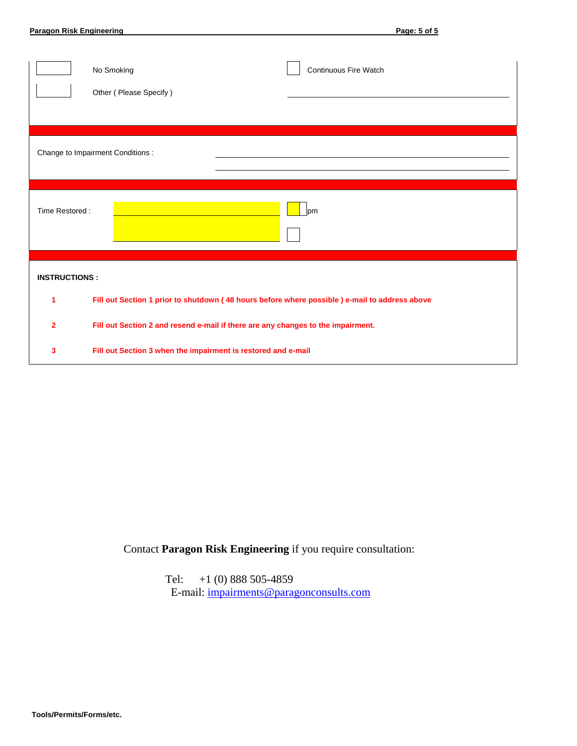☐ No Smoking ☐ Continuous Fire Watch

☐ Other ( Please Specify ) \_\_\_\_\_\_\_\_\_\_\_\_\_\_\_\_\_\_\_\_

Change to Impairment Conditions : \_\_\_\_\_\_\_\_\_\_\_\_\_\_\_\_\_\_\_\_

Time Restored : \_\_\_\_\_\_\_\_\_\_\_\_\_\_\_\_\_\_\_\_ ☐ pm

☐

**INSTRUCTIONS :**

1. **Fill out Section 1 prior to shutdown ( 48 hours before where possible ) e-mail to address above**
2. **Fill out Section 2 and resend e-mail if there are any changes to the impairment.**
3. **Fill out Section 3 when the impairment is restored and e-mail**

Contact **Paragon Risk Engineering** if you require consultation:

Tel: +1 (0) 888 505-4859
E-mail: impairments@paragonconsults.com

**Tools/Permits/Forms/etc.**